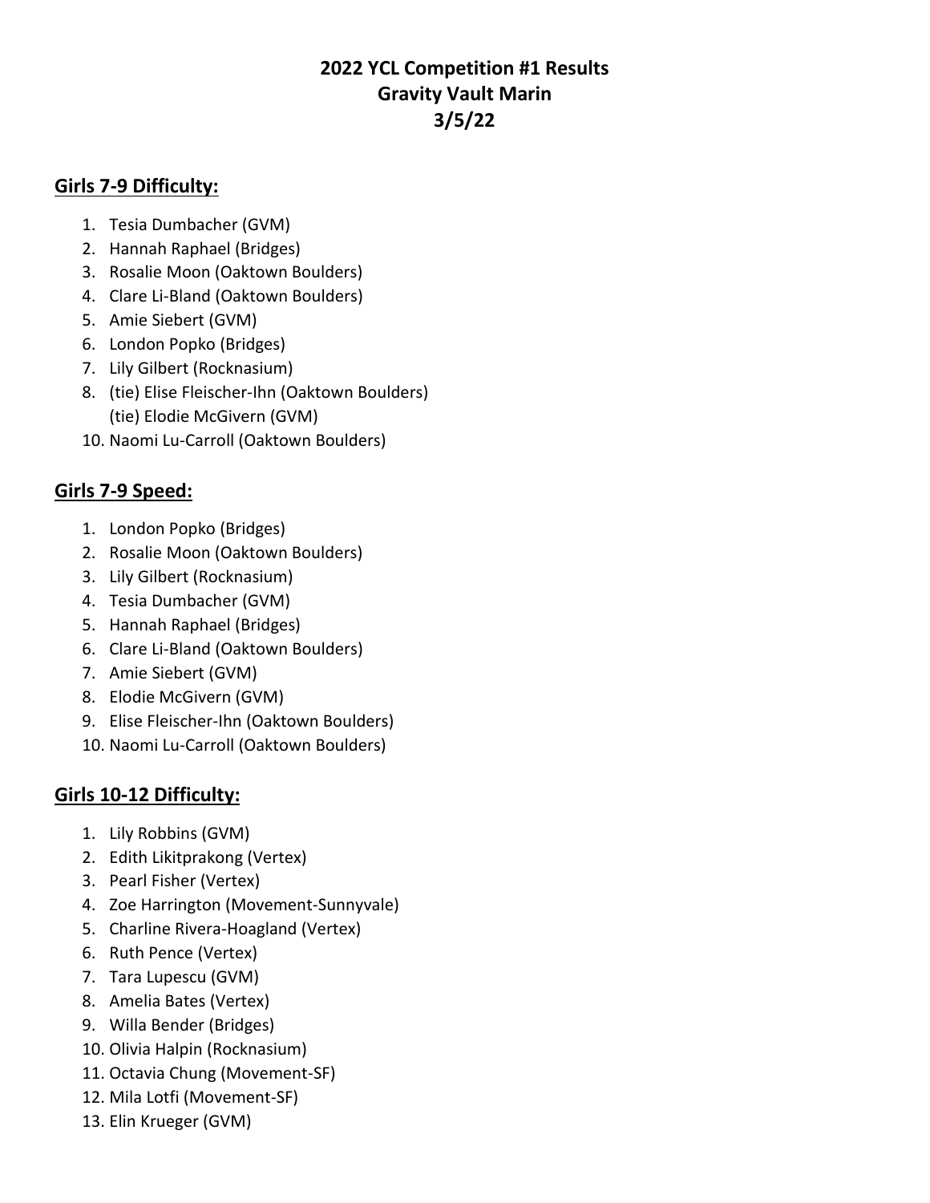# 2022 YCL Competition #1 Results
# Gravity Vault Marin
# 3/5/22

## Girls 7-9 Difficulty:

1. Tesia Dumbacher (GVM)
2. Hannah Raphael (Bridges)
3. Rosalie Moon (Oaktown Boulders)
4. Clare Li-Bland (Oaktown Boulders)
5. Amie Siebert (GVM)
6. London Popko (Bridges)
7. Lily Gilbert (Rocknasium)
8. (tie) Elise Fleischer-Ihn (Oaktown Boulders)
   (tie) Elodie McGivern (GVM)
10. Naomi Lu-Carroll (Oaktown Boulders)

## Girls 7-9 Speed:

1. London Popko (Bridges)
2. Rosalie Moon (Oaktown Boulders)
3. Lily Gilbert (Rocknasium)
4. Tesia Dumbacher (GVM)
5. Hannah Raphael (Bridges)
6. Clare Li-Bland (Oaktown Boulders)
7. Amie Siebert (GVM)
8. Elodie McGivern (GVM)
9. Elise Fleischer-Ihn (Oaktown Boulders)
10. Naomi Lu-Carroll (Oaktown Boulders)

## Girls 10-12 Difficulty:

1. Lily Robbins (GVM)
2. Edith Likitprakong (Vertex)
3. Pearl Fisher (Vertex)
4. Zoe Harrington (Movement-Sunnyvale)
5. Charline Rivera-Hoagland (Vertex)
6. Ruth Pence (Vertex)
7. Tara Lupescu (GVM)
8. Amelia Bates (Vertex)
9. Willa Bender (Bridges)
10. Olivia Halpin (Rocknasium)
11. Octavia Chung (Movement-SF)
12. Mila Lotfi (Movement-SF)
13. Elin Krueger (GVM)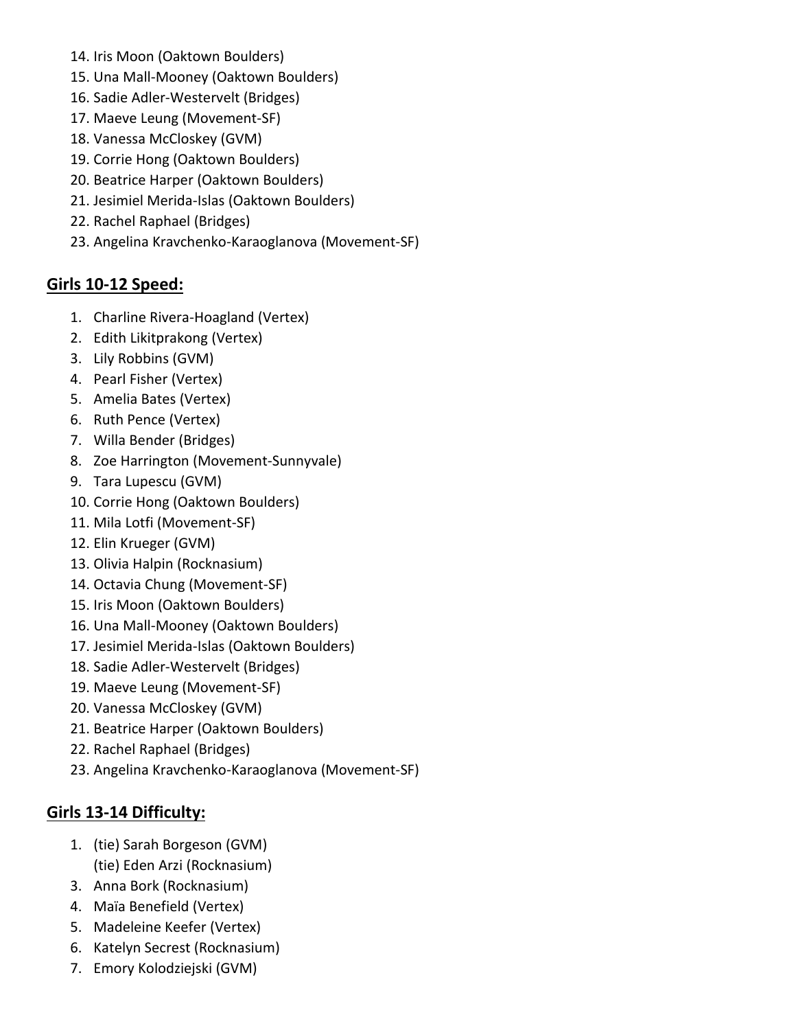14. Iris Moon (Oaktown Boulders)
15. Una Mall-Mooney (Oaktown Boulders)
16. Sadie Adler-Westervelt (Bridges)
17. Maeve Leung (Movement-SF)
18. Vanessa McCloskey (GVM)
19. Corrie Hong (Oaktown Boulders)
20. Beatrice Harper (Oaktown Boulders)
21. Jesimiel Merida-Islas (Oaktown Boulders)
22. Rachel Raphael (Bridges)
23. Angelina Kravchenko-Karaoglanova (Movement-SF)

## Girls 10-12 Speed:

1. Charline Rivera-Hoagland (Vertex)
2. Edith Likitprakong (Vertex)
3. Lily Robbins (GVM)
4. Pearl Fisher (Vertex)
5. Amelia Bates (Vertex)
6. Ruth Pence (Vertex)
7. Willa Bender (Bridges)
8. Zoe Harrington (Movement-Sunnyvale)
9. Tara Lupescu (GVM)
10. Corrie Hong (Oaktown Boulders)
11. Mila Lotfi (Movement-SF)
12. Elin Krueger (GVM)
13. Olivia Halpin (Rocknasium)
14. Octavia Chung (Movement-SF)
15. Iris Moon (Oaktown Boulders)
16. Una Mall-Mooney (Oaktown Boulders)
17. Jesimiel Merida-Islas (Oaktown Boulders)
18. Sadie Adler-Westervelt (Bridges)
19. Maeve Leung (Movement-SF)
20. Vanessa McCloskey (GVM)
21. Beatrice Harper (Oaktown Boulders)
22. Rachel Raphael (Bridges)
23. Angelina Kravchenko-Karaoglanova (Movement-SF)

## Girls 13-14 Difficulty:

1. (tie) Sarah Borgeson (GVM)
   (tie) Eden Arzi (Rocknasium)
3. Anna Bork (Rocknasium)
4. Maïa Benefield (Vertex)
5. Madeleine Keefer (Vertex)
6. Katelyn Secrest (Rocknasium)
7. Emory Kolodziejski (GVM)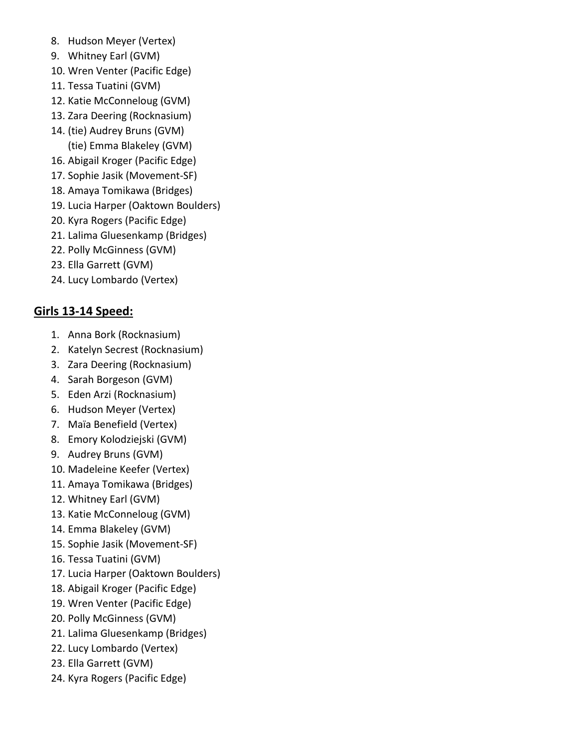8. Hudson Meyer (Vertex)
9. Whitney Earl (GVM)
10. Wren Venter (Pacific Edge)
11. Tessa Tuatini (GVM)
12. Katie McConneloug (GVM)
13. Zara Deering (Rocknasium)
14. (tie) Audrey Bruns (GVM)
    (tie) Emma Blakeley (GVM)
16. Abigail Kroger (Pacific Edge)
17. Sophie Jasik (Movement-SF)
18. Amaya Tomikawa (Bridges)
19. Lucia Harper (Oaktown Boulders)
20. Kyra Rogers (Pacific Edge)
21. Lalima Gluesenkamp (Bridges)
22. Polly McGinness (GVM)
23. Ella Garrett (GVM)
24. Lucy Lombardo (Vertex)

## **Girls 13-14 Speed:**

1. Anna Bork (Rocknasium)
2. Katelyn Secrest (Rocknasium)
3. Zara Deering (Rocknasium)
4. Sarah Borgeson (GVM)
5. Eden Arzi (Rocknasium)
6. Hudson Meyer (Vertex)
7. Maïa Benefield (Vertex)
8. Emory Kolodziejski (GVM)
9. Audrey Bruns (GVM)
10. Madeleine Keefer (Vertex)
11. Amaya Tomikawa (Bridges)
12. Whitney Earl (GVM)
13. Katie McConneloug (GVM)
14. Emma Blakeley (GVM)
15. Sophie Jasik (Movement-SF)
16. Tessa Tuatini (GVM)
17. Lucia Harper (Oaktown Boulders)
18. Abigail Kroger (Pacific Edge)
19. Wren Venter (Pacific Edge)
20. Polly McGinness (GVM)
21. Lalima Gluesenkamp (Bridges)
22. Lucy Lombardo (Vertex)
23. Ella Garrett (GVM)
24. Kyra Rogers (Pacific Edge)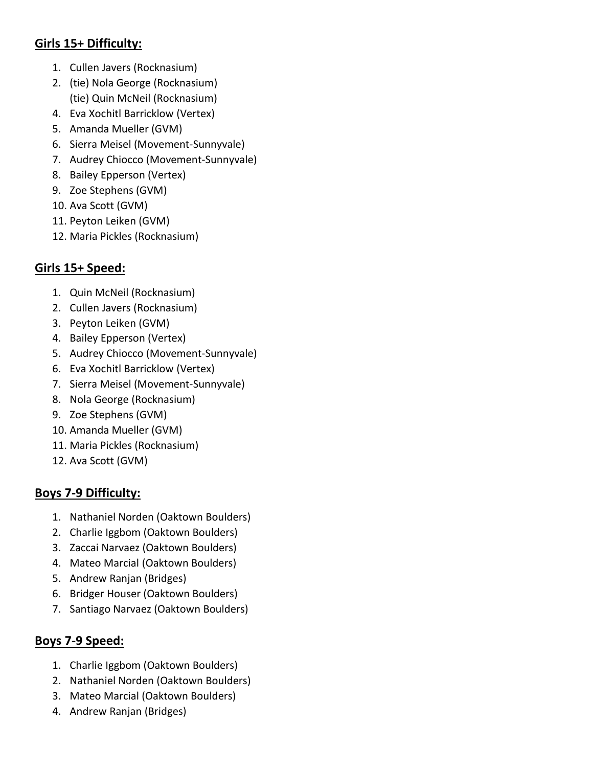**Girls 15+ Difficulty:**

1. Cullen Javers (Rocknasium)
2. (tie) Nola George (Rocknasium)
   (tie) Quin McNeil (Rocknasium)
4. Eva Xochitl Barricklow (Vertex)
5. Amanda Mueller (GVM)
6. Sierra Meisel (Movement-Sunnyvale)
7. Audrey Chiocco (Movement-Sunnyvale)
8. Bailey Epperson (Vertex)
9. Zoe Stephens (GVM)
10. Ava Scott (GVM)
11. Peyton Leiken (GVM)
12. Maria Pickles (Rocknasium)

**Girls 15+ Speed:**

1. Quin McNeil (Rocknasium)
2. Cullen Javers (Rocknasium)
3. Peyton Leiken (GVM)
4. Bailey Epperson (Vertex)
5. Audrey Chiocco (Movement-Sunnyvale)
6. Eva Xochitl Barricklow (Vertex)
7. Sierra Meisel (Movement-Sunnyvale)
8. Nola George (Rocknasium)
9. Zoe Stephens (GVM)
10. Amanda Mueller (GVM)
11. Maria Pickles (Rocknasium)
12. Ava Scott (GVM)

**Boys 7-9 Difficulty:**

1. Nathaniel Norden (Oaktown Boulders)
2. Charlie Iggbom (Oaktown Boulders)
3. Zaccai Narvaez (Oaktown Boulders)
4. Mateo Marcial (Oaktown Boulders)
5. Andrew Ranjan (Bridges)
6. Bridger Houser (Oaktown Boulders)
7. Santiago Narvaez (Oaktown Boulders)

**Boys 7-9 Speed:**

1. Charlie Iggbom (Oaktown Boulders)
2. Nathaniel Norden (Oaktown Boulders)
3. Mateo Marcial (Oaktown Boulders)
4. Andrew Ranjan (Bridges)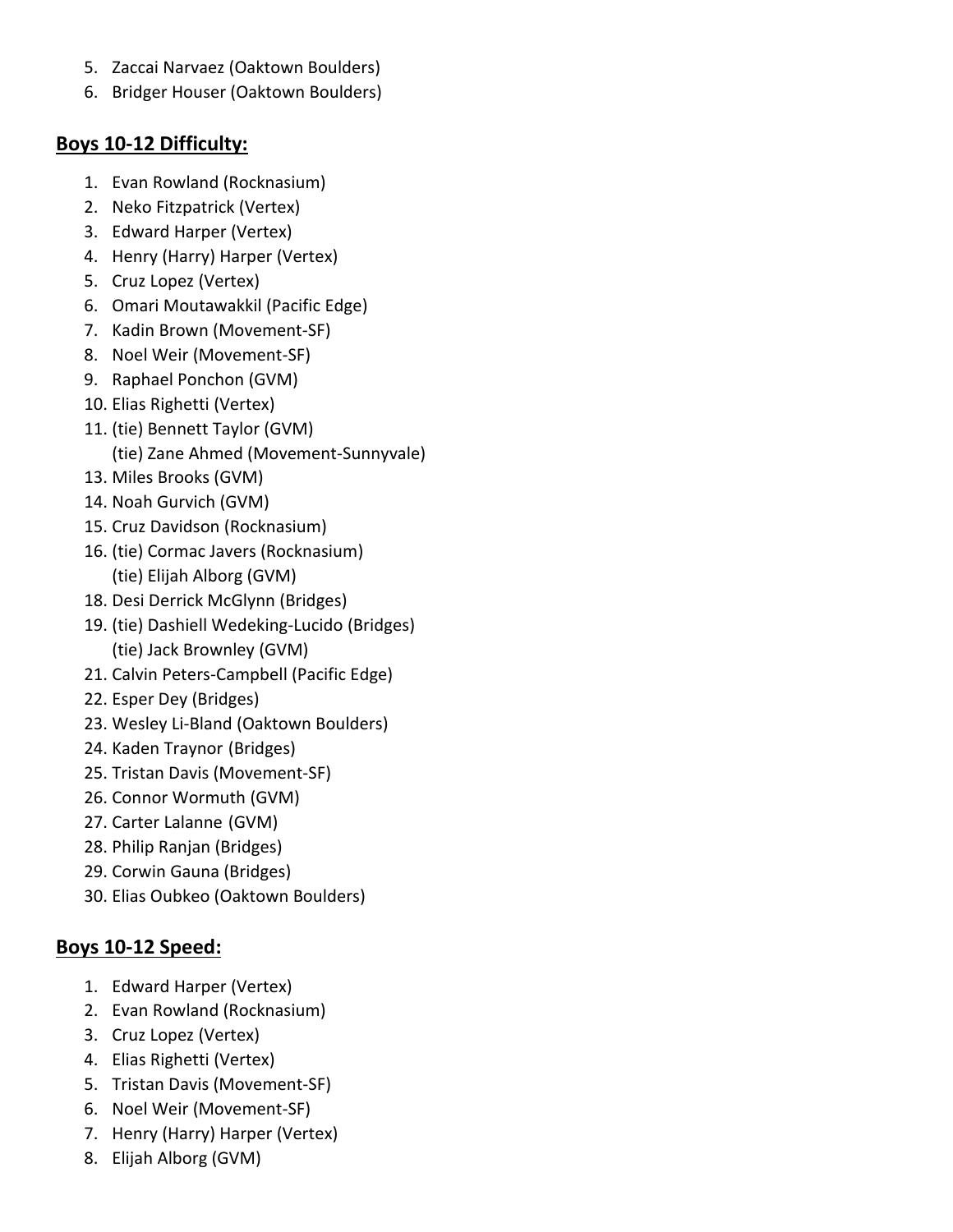5. Zaccai Narvaez (Oaktown Boulders)
6. Bridger Houser (Oaktown Boulders)

## Boys 10-12 Difficulty:

1. Evan Rowland (Rocknasium)
2. Neko Fitzpatrick (Vertex)
3. Edward Harper (Vertex)
4. Henry (Harry) Harper (Vertex)
5. Cruz Lopez (Vertex)
6. Omari Moutawakkil (Pacific Edge)
7. Kadin Brown (Movement-SF)
8. Noel Weir (Movement-SF)
9. Raphael Ponchon (GVM)
10. Elias Righetti (Vertex)
11. (tie) Bennett Taylor (GVM)
    (tie) Zane Ahmed (Movement-Sunnyvale)
13. Miles Brooks (GVM)
14. Noah Gurvich (GVM)
15. Cruz Davidson (Rocknasium)
16. (tie) Cormac Javers (Rocknasium)
    (tie) Elijah Alborg (GVM)
18. Desi Derrick McGlynn (Bridges)
19. (tie) Dashiell Wedeking-Lucido (Bridges)
    (tie) Jack Brownley (GVM)
21. Calvin Peters-Campbell (Pacific Edge)
22. Esper Dey (Bridges)
23. Wesley Li-Bland (Oaktown Boulders)
24. Kaden Traynor (Bridges)
25. Tristan Davis (Movement-SF)
26. Connor Wormuth (GVM)
27. Carter Lalanne (GVM)
28. Philip Ranjan (Bridges)
29. Corwin Gauna (Bridges)
30. Elias Oubkeo (Oaktown Boulders)

## Boys 10-12 Speed:

1. Edward Harper (Vertex)
2. Evan Rowland (Rocknasium)
3. Cruz Lopez (Vertex)
4. Elias Righetti (Vertex)
5. Tristan Davis (Movement-SF)
6. Noel Weir (Movement-SF)
7. Henry (Harry) Harper (Vertex)
8. Elijah Alborg (GVM)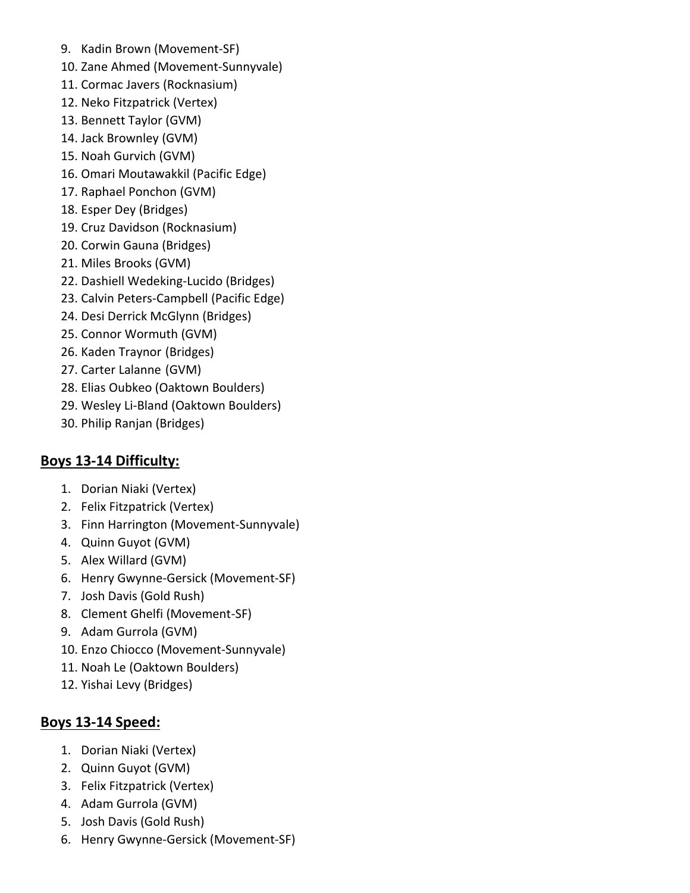9. Kadin Brown (Movement-SF)
10. Zane Ahmed (Movement-Sunnyvale)
11. Cormac Javers (Rocknasium)
12. Neko Fitzpatrick (Vertex)
13. Bennett Taylor (GVM)
14. Jack Brownley (GVM)
15. Noah Gurvich (GVM)
16. Omari Moutawakkil (Pacific Edge)
17. Raphael Ponchon (GVM)
18. Esper Dey (Bridges)
19. Cruz Davidson (Rocknasium)
20. Corwin Gauna (Bridges)
21. Miles Brooks (GVM)
22. Dashiell Wedeking-Lucido (Bridges)
23. Calvin Peters-Campbell (Pacific Edge)
24. Desi Derrick McGlynn (Bridges)
25. Connor Wormuth (GVM)
26. Kaden Traynor (Bridges)
27. Carter Lalanne (GVM)
28. Elias Oubkeo (Oaktown Boulders)
29. Wesley Li-Bland (Oaktown Boulders)
30. Philip Ranjan (Bridges)

## Boys 13-14 Difficulty:

1. Dorian Niaki (Vertex)
2. Felix Fitzpatrick (Vertex)
3. Finn Harrington (Movement-Sunnyvale)
4. Quinn Guyot (GVM)
5. Alex Willard (GVM)
6. Henry Gwynne-Gersick (Movement-SF)
7. Josh Davis (Gold Rush)
8. Clement Ghelfi (Movement-SF)
9. Adam Gurrola (GVM)
10. Enzo Chiocco (Movement-Sunnyvale)
11. Noah Le (Oaktown Boulders)
12. Yishai Levy (Bridges)

## Boys 13-14 Speed:

1. Dorian Niaki (Vertex)
2. Quinn Guyot (GVM)
3. Felix Fitzpatrick (Vertex)
4. Adam Gurrola (GVM)
5. Josh Davis (Gold Rush)
6. Henry Gwynne-Gersick (Movement-SF)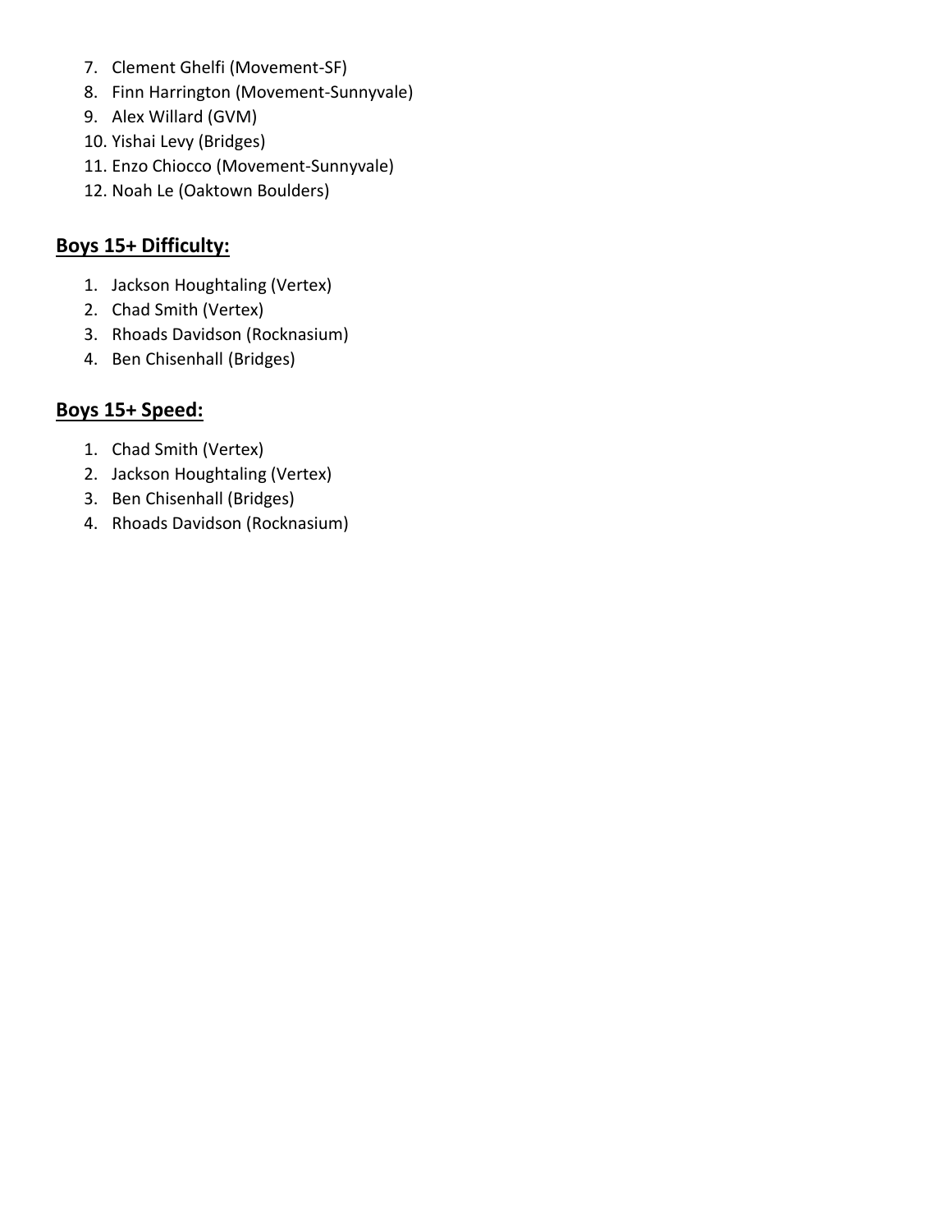7. Clement Ghelfi (Movement-SF)
8. Finn Harrington (Movement-Sunnyvale)
9. Alex Willard (GVM)
10. Yishai Levy (Bridges)
11. Enzo Chiocco (Movement-Sunnyvale)
12. Noah Le (Oaktown Boulders)

## **Boys 15+ Difficulty:**

1. Jackson Houghtaling (Vertex)
2. Chad Smith (Vertex)
3. Rhoads Davidson (Rocknasium)
4. Ben Chisenhall (Bridges)

## **Boys 15+ Speed:**

1. Chad Smith (Vertex)
2. Jackson Houghtaling (Vertex)
3. Ben Chisenhall (Bridges)
4. Rhoads Davidson (Rocknasium)